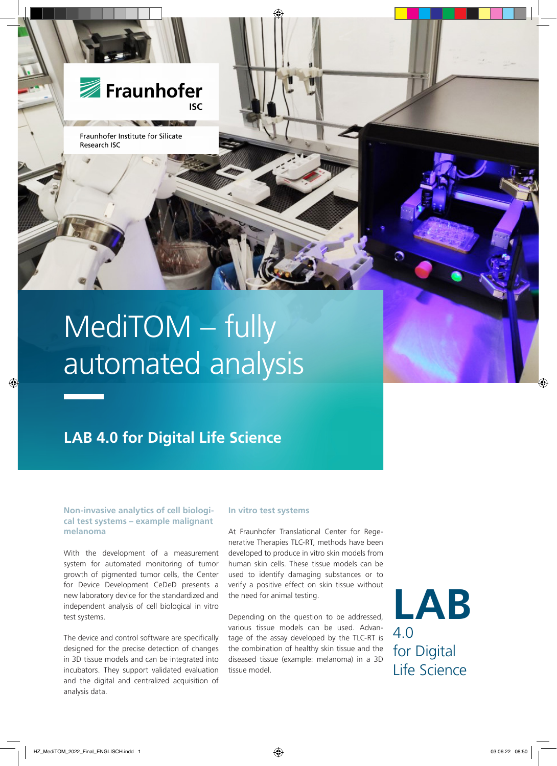Fraunhofer ISC

Fraunhofer Institute for Silicate Research ISC

# MediTOM – fully automated analysis

## LAB 4.0 for Digital Life Science

### Non-invasive analytics of cell biological test systems – example malignant melanoma

With the development of a measurement system for automated monitoring of tumor growth of pigmented tumor cells, the Center for Device Development CeDeD presents a new laboratory device for the standardized and independent analysis of cell biological in vitro test systems.

The device and control software are specifically designed for the precise detection of changes in 3D tissue models and can be integrated into incubators. They support validated evaluation and the digital and centralized acquisition of analysis data.

### In vitro test systems

At Fraunhofer Translational Center for Regenerative Therapies TLC-RT, methods have been developed to produce in vitro skin models from human skin cells. These tissue models can be used to identify damaging substances or to verify a positive effect on skin tissue without the need for animal testing.

Depending on the question to be addressed, various tissue models can be used. Advantage of the assay developed by the TLC-RT is the combination of healthy skin tissue and the diseased tissue (example: melanoma) in a 3D tissue model.

**LAB** 4.0 for Digital Life Science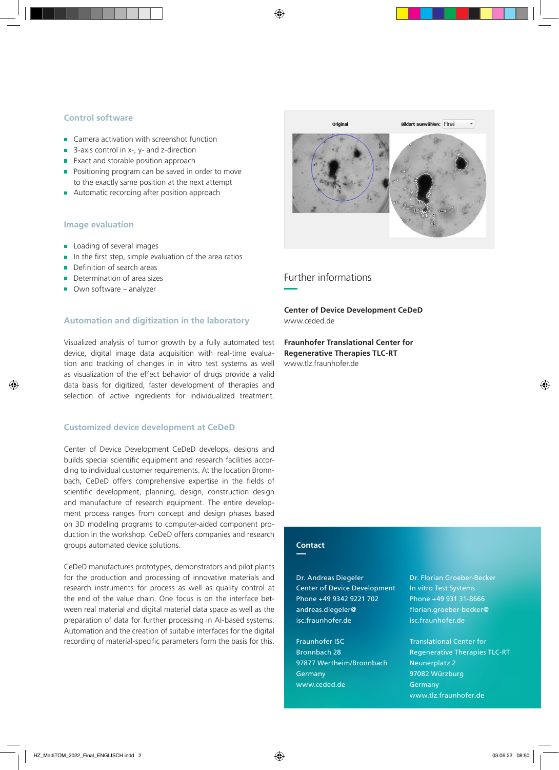## Control software

- Camera activation with screenshot function
- 3-axis control in x-, y- and z-direction
- Exact and storable position approach
- Positioning program can be saved in order to move to the exactly same position at the next attempt
- Automatic recording after position approach

## Image evaluation

- Loading of several images
- In the first step, simple evaluation of the area ratios
- Definition of search areas
- Determination of area sizes
- Own software – analyzer

## Automation and digitization in the laboratory

Visualized analysis of tumor growth by a fully automated test device, digital image data acquisition with real-time evaluation and tracking of changes in in vitro test systems as well as visualization of the effect behavior of drugs provide a valid data basis for digitized, faster development of therapies and selection of active ingredients for individualized treatment.

## Customized device development at CeDeD

Center of Device Development CeDeD develops, designs and builds special scientific equipment and research facilities according to individual customer requirements. At the location Bronnbach, CeDeD offers comprehensive expertise in the fields of scientific development, planning, design, construction design and manufacture of research equipment. The entire development process ranges from concept and design phases based on 3D modeling programs to computer-aided component production in the workshop. CeDeD offers companies and research groups automated device solutions.

CeDeD manufactures prototypes, demonstrators and pilot plants for the production and processing of innovative materials and research instruments for process as well as quality control at the end of the value chain. One focus is on the interface between real material and digital material data space as well as the preparation of data for further processing in AI-based systems. Automation and the creation of suitable interfaces for the digital recording of material-specific parameters form the basis for this.

Original

Bildart auswählen: Final

## Further informations

**Center of Device Development CeDeD**
www.ceded.de

**Fraunhofer Translational Center for Regenerative Therapies TLC-RT**
www.tlz.fraunhofer.de

## Contact

Dr. Andreas Diegeler
Center of Device Development
Phone +49 9342 9221 702
andreas.diegeler@
isc.fraunhofer.de

Fraunhofer ISC
Bronnbach 28
97877 Wertheim/Bronnbach
Germany
www.ceded.de

Dr. Florian Groeber-Becker
In vitro Test Systems
Phone +49 931 31-8666
florian.groeber-becker@
isc.fraunhofer.de

Translational Center for
Regenerative Therapies TLC-RT
Neunerplatz 2
97082 Würzburg
Germany
www.tlz.fraunhofer.de